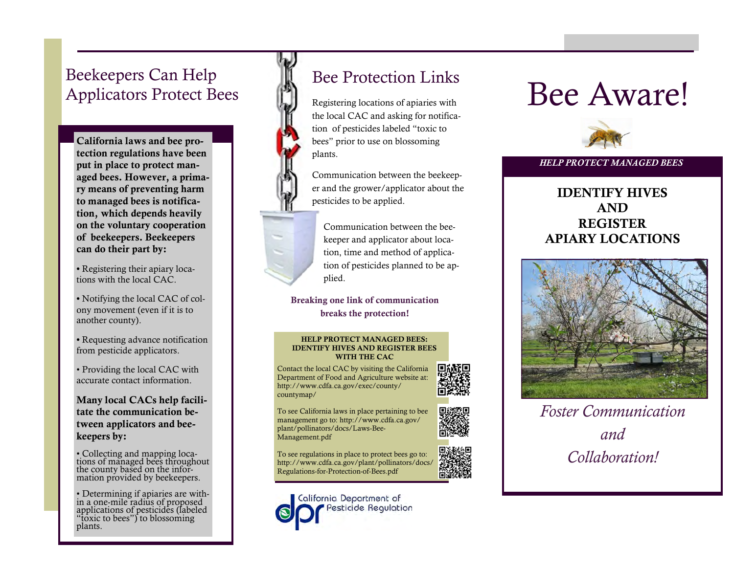## Beekeepers Can Help Applicators Protect Bees

**California laws and bee protection regulations have been put in place to protect managed bees. However, a primary means of preventing harm to managed bees is notification, which depends heavily on the voluntary cooperation of beekeepers. Beekeepers can do their part by:**

- Registering their apiary locations with the local CAC.
- Notifying the local CAC of colony movement (even if it is to another county).
- Requesting advance notification from pesticide applicators.
- Providing the local CAC with accurate contact information.

**Many local CACs help facilitate the communication between applicators and beekeepers by:**

- Collecting and mapping locations of managed bees throughout the county based on the information provided by beekeepers.
- Determining if apiaries are within a one-mile radius of proposed applications of pesticides (labeled "toxic to bees") to blossoming plants.

## Bee Protection Links

Registering locations of apiaries with the local CAC and asking for notification of pesticides labeled "toxic to bees" prior to use on blossoming plants.

Communication between the beekeeper and the grower/applicator about the pesticides to be applied.

Communication between the beekeeper and applicator about location, time and method of application of pesticides planned to be applied.

**Breaking one link of communication breaks the protection!**

**HELP PROTECT MANAGED BEES: IDENTIFY HIVES AND REGISTER BEES WITH THE CAC**

Contact the local CAC by visiting the California Department of Food and Agriculture website at: http://www.cdfa.ca.gov/exec/county/countymap/

To see California laws in place pertaining to bee management go to: http://www.cdfa.ca.gov/plant/pollinators/docs/Laws-Bee-Management.pdf

To see regulations in place to protect bees go to: http://www.cdfa.ca.gov/plant/pollinators/docs/Regulations-for-Protection-of-Bees.pdf

California Department of Pesticide Regulation

# Bee Aware!

*HELP PROTECT MANAGED BEES*

**IDENTIFY HIVES AND REGISTER APIARY LOCATIONS**

*Foster Communication and Collaboration!*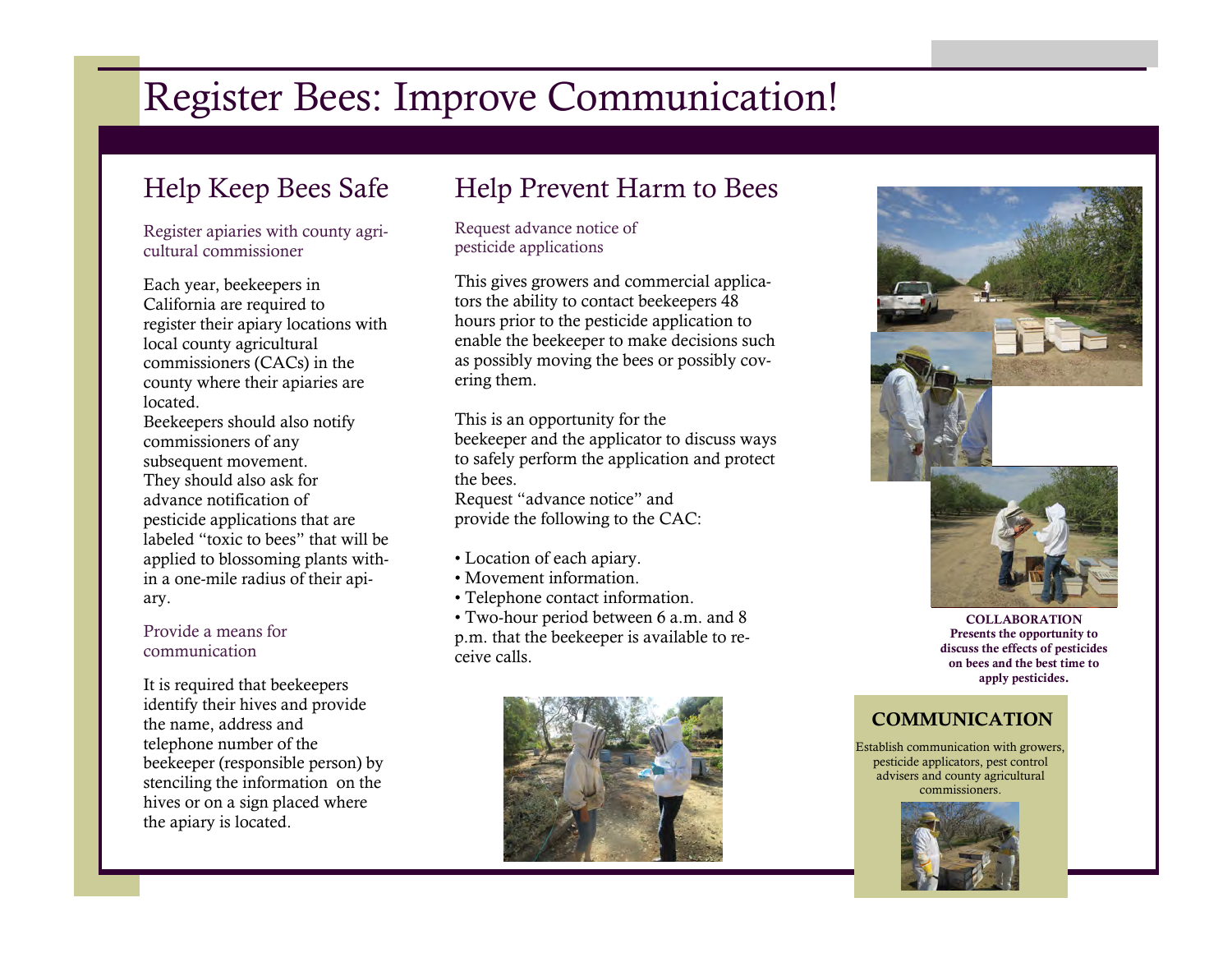# Register Bees: Improve Communication!

## Help Keep Bees Safe

### Register apiaries with county agricultural commissioner

Each year, beekeepers in California are required to register their apiary locations with local county agricultural commissioners (CACs) in the county where their apiaries are located.

Beekeepers should also notify commissioners of any subsequent movement.

They should also ask for advance notification of pesticide applications that are labeled "toxic to bees" that will be applied to blossoming plants within a one-mile radius of their apiary.

### Provide a means for communication

It is required that beekeepers identify their hives and provide the name, address and telephone number of the beekeeper (responsible person) by stenciling the information on the hives or on a sign placed where the apiary is located.

## Help Prevent Harm to Bees

### Request advance notice of pesticide applications

This gives growers and commercial applicators the ability to contact beekeepers 48 hours prior to the pesticide application to enable the beekeeper to make decisions such as possibly moving the bees or possibly covering them.

This is an opportunity for the beekeeper and the applicator to discuss ways to safely perform the application and protect the bees.

Request "advance notice" and provide the following to the CAC:

- Location of each apiary.
- Movement information.
- Telephone contact information.
- Two-hour period between 6 a.m. and 8 p.m. that the beekeeper is available to receive calls.

**COLLABORATION**
**Presents the opportunity to discuss the effects of pesticides on bees and the best time to apply pesticides.**

**COMMUNICATION**

Establish communication with growers, pesticide applicators, pest control advisers and county agricultural commissioners.